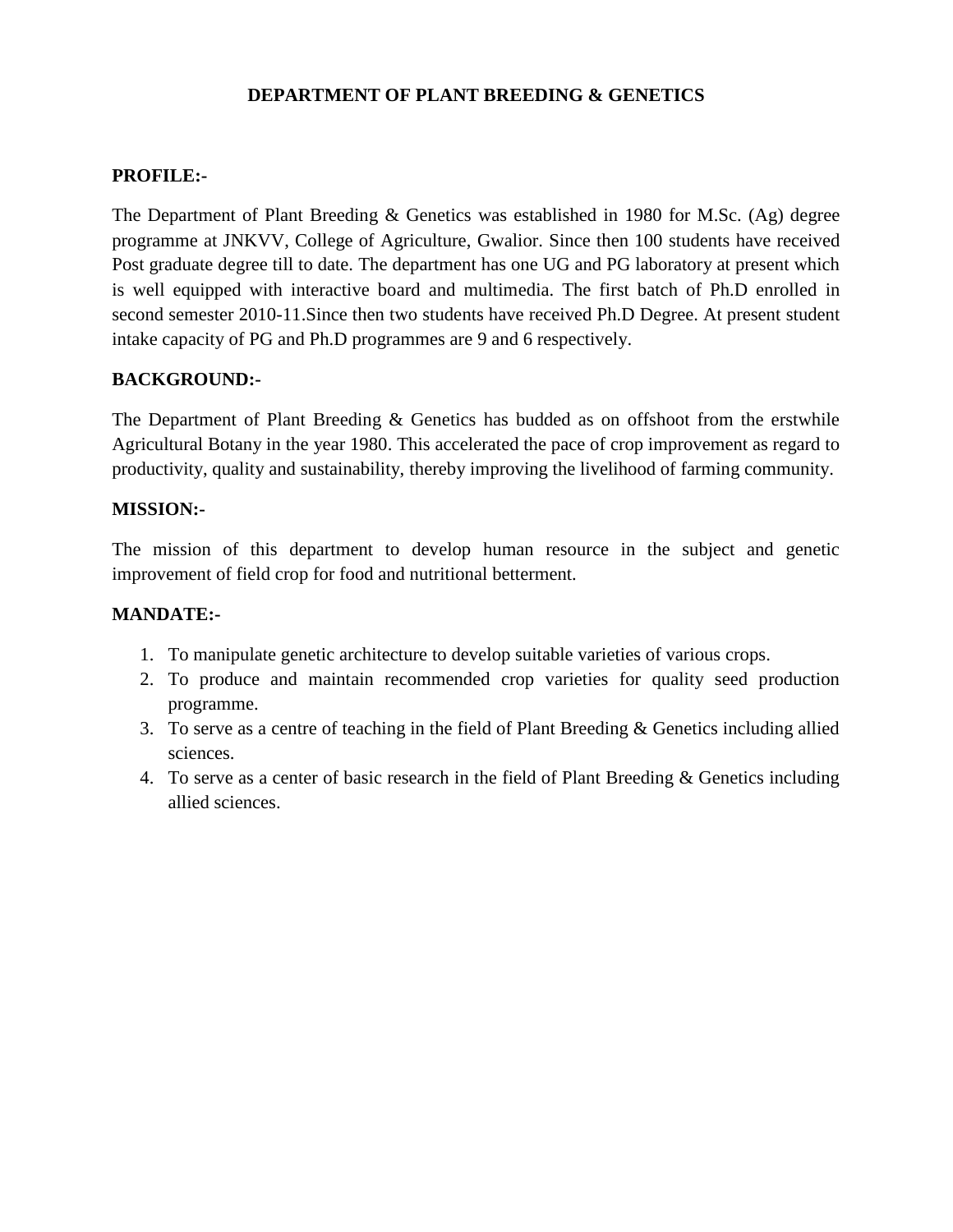# DEPARTMENT OF PLANT BREEDING & GENETICS

## PROFILE:-

The Department of Plant Breeding & Genetics was established in 1980 for M.Sc. (Ag) degree programme at JNKVV, College of Agriculture, Gwalior. Since then 100 students have received Post graduate degree till to date. The department has one UG and PG laboratory at present which is well equipped with interactive board and multimedia. The first batch of Ph.D enrolled in second semester 2010-11.Since then two students have received Ph.D Degree. At present student intake capacity of PG and Ph.D programmes are 9 and 6 respectively.

## BACKGROUND:-

The Department of Plant Breeding & Genetics has budded as on offshoot from the erstwhile Agricultural Botany in the year 1980. This accelerated the pace of crop improvement as regard to productivity, quality and sustainability, thereby improving the livelihood of farming community.

## MISSION:-

The mission of this department to develop human resource in the subject and genetic improvement of field crop for food and nutritional betterment.

## MANDATE:-

1. To manipulate genetic architecture to develop suitable varieties of various crops.
2. To produce and maintain recommended crop varieties for quality seed production programme.
3. To serve as a centre of teaching in the field of Plant Breeding & Genetics including allied sciences.
4. To serve as a center of basic research in the field of Plant Breeding & Genetics including allied sciences.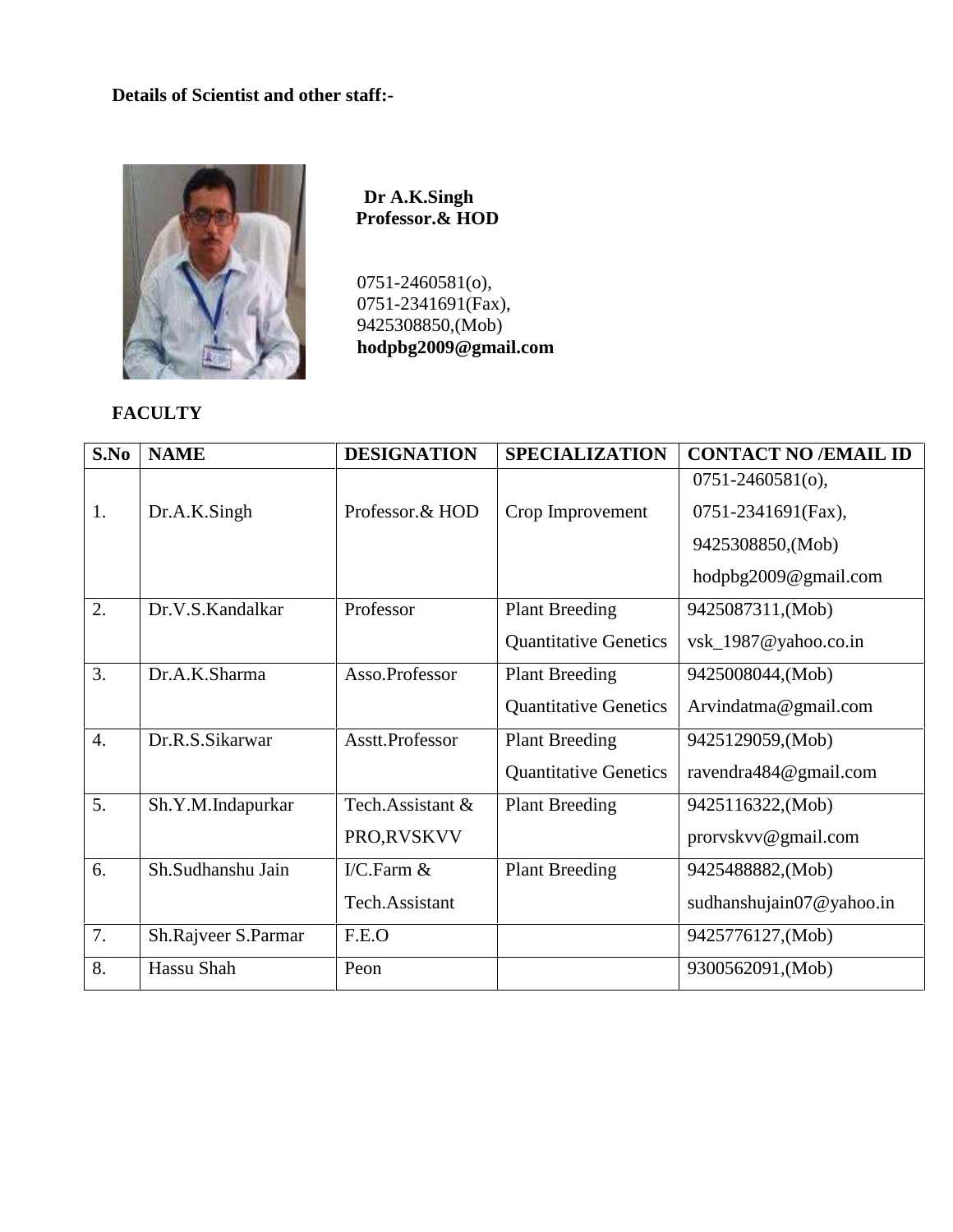**Details of Scientist and other staff:-**

**Dr A.K.Singh**
**Professor.& HOD**

0751-2460581(o),
0751-2341691(Fax),
9425308850,(Mob)
**hodpbg2009@gmail.com**

**FACULTY**

| S.No | NAME | DESIGNATION | SPECIALIZATION | CONTACT NO /EMAIL ID |
|---|---|---|---|---|
| 1. | Dr.A.K.Singh | Professor.& HOD | Crop Improvement | 0751-2460581(o), 0751-2341691(Fax), 9425308850,(Mob) hodpbg2009@gmail.com |
| 2. | Dr.V.S.Kandalkar | Professor | Plant Breeding Quantitative Genetics | 9425087311,(Mob) vsk_1987@yahoo.co.in |
| 3. | Dr.A.K.Sharma | Asso.Professor | Plant Breeding Quantitative Genetics | 9425008044,(Mob) Arvindatma@gmail.com |
| 4. | Dr.R.S.Sikarwar | Asstt.Professor | Plant Breeding Quantitative Genetics | 9425129059,(Mob) ravendra484@gmail.com |
| 5. | Sh.Y.M.Indapurkar | Tech.Assistant & PRO,RVSKVV | Plant Breeding | 9425116322,(Mob) prorvskvv@gmail.com |
| 6. | Sh.Sudhanshu Jain | I/C.Farm & Tech.Assistant | Plant Breeding | 9425488882,(Mob) sudhanshujain07@yahoo.in |
| 7. | Sh.Rajveer S.Parmar | F.E.O | | 9425776127,(Mob) |
| 8. | Hassu Shah | Peon | | 9300562091,(Mob) |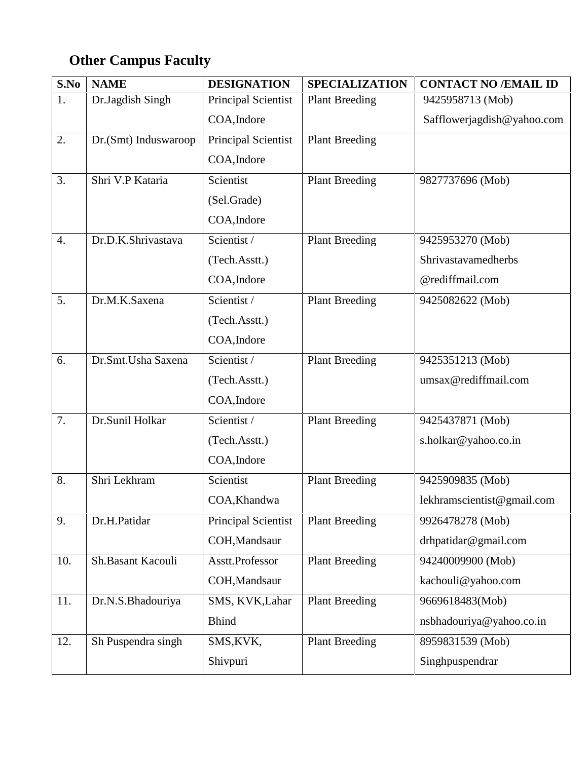## Other Campus Faculty

| S.No | NAME | DESIGNATION | SPECIALIZATION | CONTACT NO /EMAIL ID |
|---|---|---|---|---|
| 1. | Dr.Jagdish Singh | Principal Scientist COA,Indore | Plant Breeding | 9425958713 (Mob) Safflowerjagdish@yahoo.com |
| 2. | Dr.(Smt) Induswaroop | Principal Scientist COA,Indore | Plant Breeding | |
| 3. | Shri V.P Kataria | Scientist (Sel.Grade) COA,Indore | Plant Breeding | 9827737696 (Mob) |
| 4. | Dr.D.K.Shrivastava | Scientist / (Tech.Asstt.) COA,Indore | Plant Breeding | 9425953270 (Mob) Shrivastavamedherbs @rediffmail.com |
| 5. | Dr.M.K.Saxena | Scientist / (Tech.Asstt.) COA,Indore | Plant Breeding | 9425082622 (Mob) |
| 6. | Dr.Smt.Usha Saxena | Scientist / (Tech.Asstt.) COA,Indore | Plant Breeding | 9425351213 (Mob) umsax@rediffmail.com |
| 7. | Dr.Sunil Holkar | Scientist / (Tech.Asstt.) COA,Indore | Plant Breeding | 9425437871 (Mob) s.holkar@yahoo.co.in |
| 8. | Shri Lekhram | Scientist COA,Khandwa | Plant Breeding | 9425909835 (Mob) lekhramscientist@gmail.com |
| 9. | Dr.H.Patidar | Principal Scientist COH,Mandsaur | Plant Breeding | 9926478278 (Mob) drhpatidar@gmail.com |
| 10. | Sh.Basant Kacouli | Asstt.Professor COH,Mandsaur | Plant Breeding | 94240009900 (Mob) kachouli@yahoo.com |
| 11. | Dr.N.S.Bhadouriya | SMS, KVK,Lahar Bhind | Plant Breeding | 9669618483(Mob) nsbhadouriya@yahoo.co.in |
| 12. | Sh Puspendra singh | SMS,KVK, Shivpuri | Plant Breeding | 8959831539 (Mob) Singhpuspendrar |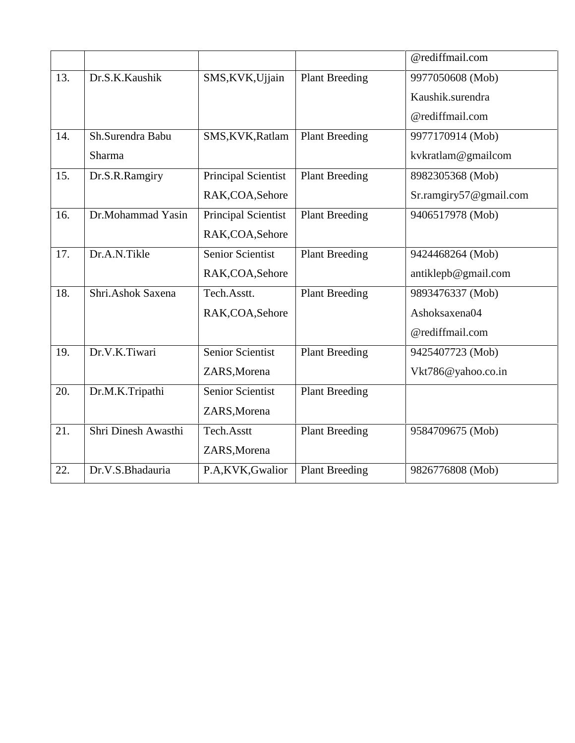| | | | | @rediffmail.com |
|---|---|---|---|---|
| 13. | Dr.S.K.Kaushik | SMS,KVK,Ujjain | Plant Breeding | 9977050608 (Mob) Kaushik.surendra @rediffmail.com |
| 14. | Sh.Surendra Babu Sharma | SMS,KVK,Ratlam | Plant Breeding | 9977170914 (Mob) kvkratlam@gmailcom |
| 15. | Dr.S.R.Ramgiry | Principal Scientist RAK,COA,Sehore | Plant Breeding | 8982305368 (Mob) Sr.ramgiry57@gmail.com |
| 16. | Dr.Mohammad Yasin | Principal Scientist RAK,COA,Sehore | Plant Breeding | 9406517978 (Mob) |
| 17. | Dr.A.N.Tikle | Senior Scientist RAK,COA,Sehore | Plant Breeding | 9424468264 (Mob) antiklepb@gmail.com |
| 18. | Shri.Ashok Saxena | Tech.Asstt. RAK,COA,Sehore | Plant Breeding | 9893476337 (Mob) Ashoksaxena04 @rediffmail.com |
| 19. | Dr.V.K.Tiwari | Senior Scientist ZARS,Morena | Plant Breeding | 9425407723 (Mob) Vkt786@yahoo.co.in |
| 20. | Dr.M.K.Tripathi | Senior Scientist ZARS,Morena | Plant Breeding | |
| 21. | Shri Dinesh Awasthi | Tech.Asstt ZARS,Morena | Plant Breeding | 9584709675 (Mob) |
| 22. | Dr.V.S.Bhadauria | P.A,KVK,Gwalior | Plant Breeding | 9826776808 (Mob) |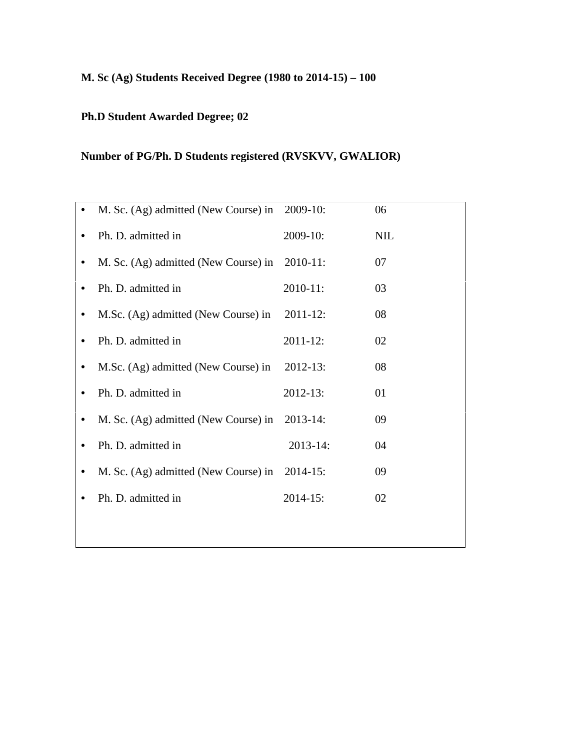**M. Sc (Ag) Students Received Degree (1980 to 2014-15) – 100**

**Ph.D Student Awarded Degree; 02**

**Number of PG/Ph. D Students registered (RVSKVV, GWALIOR)**

- M. Sc. (Ag) admitted (New Course) in 2009-10: 06
- Ph. D. admitted in 2009-10: NIL
- M. Sc. (Ag) admitted (New Course) in 2010-11: 07
- Ph. D. admitted in 2010-11: 03
- M.Sc. (Ag) admitted (New Course) in 2011-12: 08
- Ph. D. admitted in 2011-12: 02
- M.Sc. (Ag) admitted (New Course) in 2012-13: 08
- Ph. D. admitted in 2012-13: 01
- M. Sc. (Ag) admitted (New Course) in 2013-14: 09
- Ph. D. admitted in 2013-14: 04
- M. Sc. (Ag) admitted (New Course) in 2014-15: 09
- Ph. D. admitted in 2014-15: 02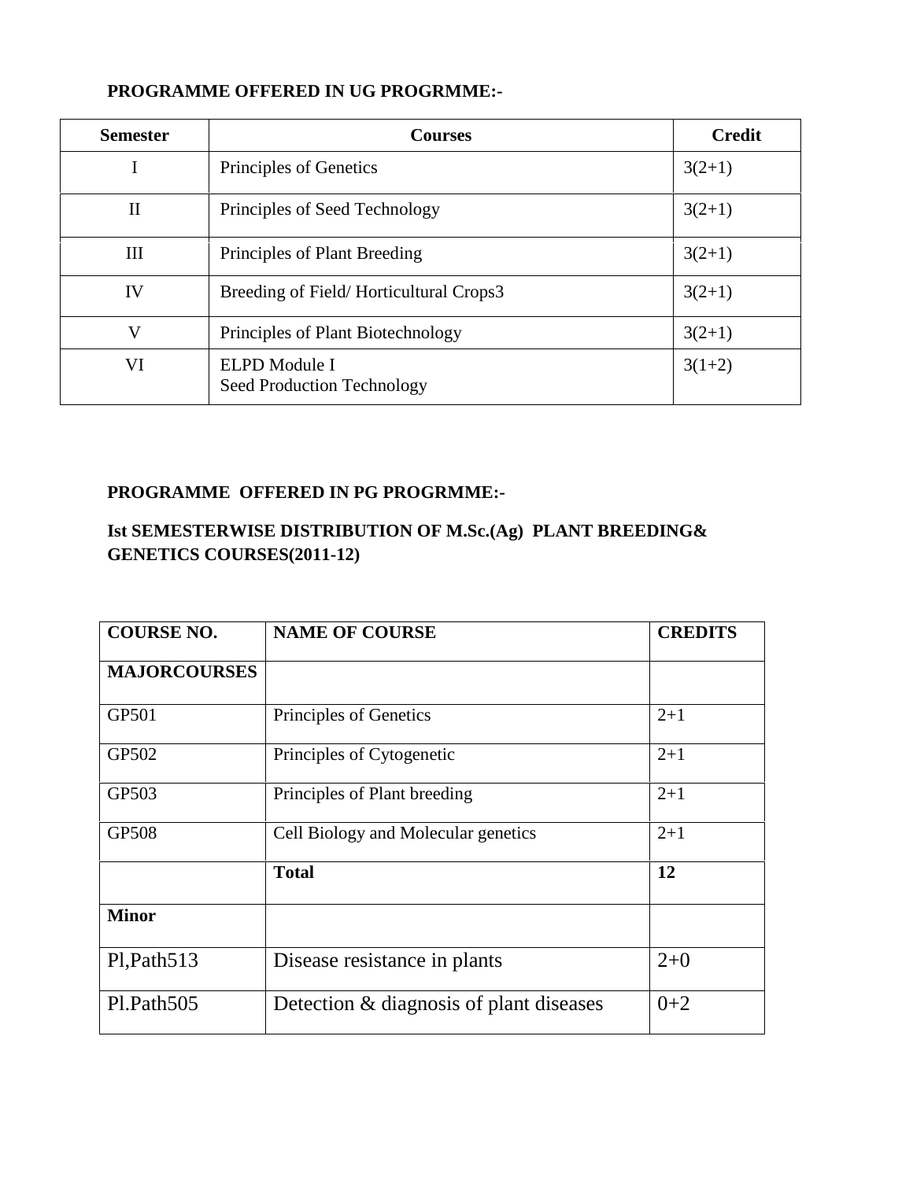**PROGRAMME OFFERED IN UG PROGRMME:-**

| Semester | Courses | Credit |
|---|---|---|
| I | Principles of Genetics | 3(2+1) |
| II | Principles of Seed Technology | 3(2+1) |
| III | Principles of Plant Breeding | 3(2+1) |
| IV | Breeding of Field/ Horticultural Crops3 | 3(2+1) |
| V | Principles of Plant Biotechnology | 3(2+1) |
| VI | ELPD Module I<br>Seed Production Technology | 3(1+2) |

**PROGRAMME OFFERED IN PG PROGRMME:-**

**Ist SEMESTERWISE DISTRIBUTION OF M.Sc.(Ag) PLANT BREEDING& GENETICS COURSES(2011-12)**

| COURSE NO. | NAME OF COURSE | CREDITS |
|---|---|---|
| **MAJORCOURSES** | | |
| GP501 | Principles of Genetics | 2+1 |
| GP502 | Principles of Cytogenetic | 2+1 |
| GP503 | Principles of Plant breeding | 2+1 |
| GP508 | Cell Biology and Molecular genetics | 2+1 |
| | **Total** | **12** |
| **Minor** | | |
| Pl,Path513 | Disease resistance in plants | 2+0 |
| Pl.Path505 | Detection & diagnosis of plant diseases | 0+2 |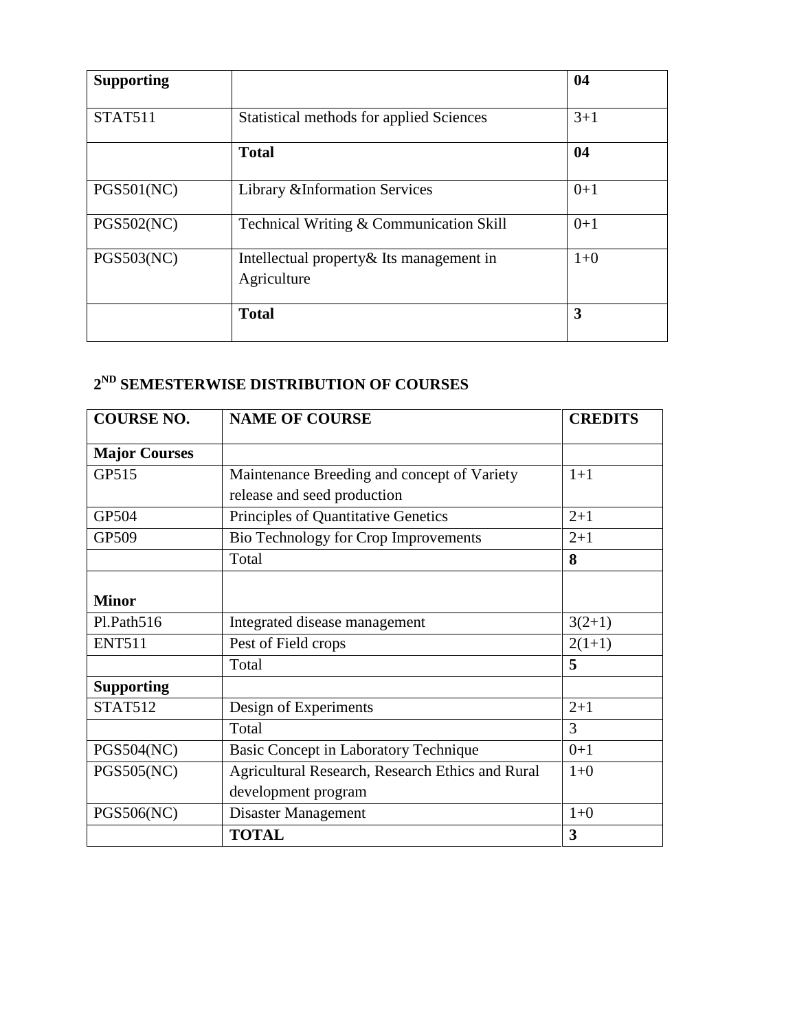| Supporting | | 04 |
|---|---|---|
| STAT511 | Statistical methods for applied Sciences | 3+1 |
| | **Total** | **04** |
| PGS501(NC) | Library &Information Services | 0+1 |
| PGS502(NC) | Technical Writing & Communication Skill | 0+1 |
| PGS503(NC) | Intellectual property& Its management in Agriculture | 1+0 |
| | **Total** | **3** |

## 2ND SEMESTERWISE DISTRIBUTION OF COURSES

| COURSE NO. | NAME OF COURSE | CREDITS |
|---|---|---|
| **Major Courses** | | |
| GP515 | Maintenance Breeding and concept of Variety release and seed production | 1+1 |
| GP504 | Principles of Quantitative Genetics | 2+1 |
| GP509 | Bio Technology for Crop Improvements | 2+1 |
| | Total | **8** |
| **Minor** | | |
| Pl.Path516 | Integrated disease management | 3(2+1) |
| ENT511 | Pest of Field crops | 2(1+1) |
| | Total | **5** |
| **Supporting** | | |
| STAT512 | Design of Experiments | 2+1 |
| | Total | 3 |
| PGS504(NC) | Basic Concept in Laboratory Technique | 0+1 |
| PGS505(NC) | Agricultural Research, Research Ethics and Rural development program | 1+0 |
| PGS506(NC) | Disaster Management | 1+0 |
| | **TOTAL** | **3** |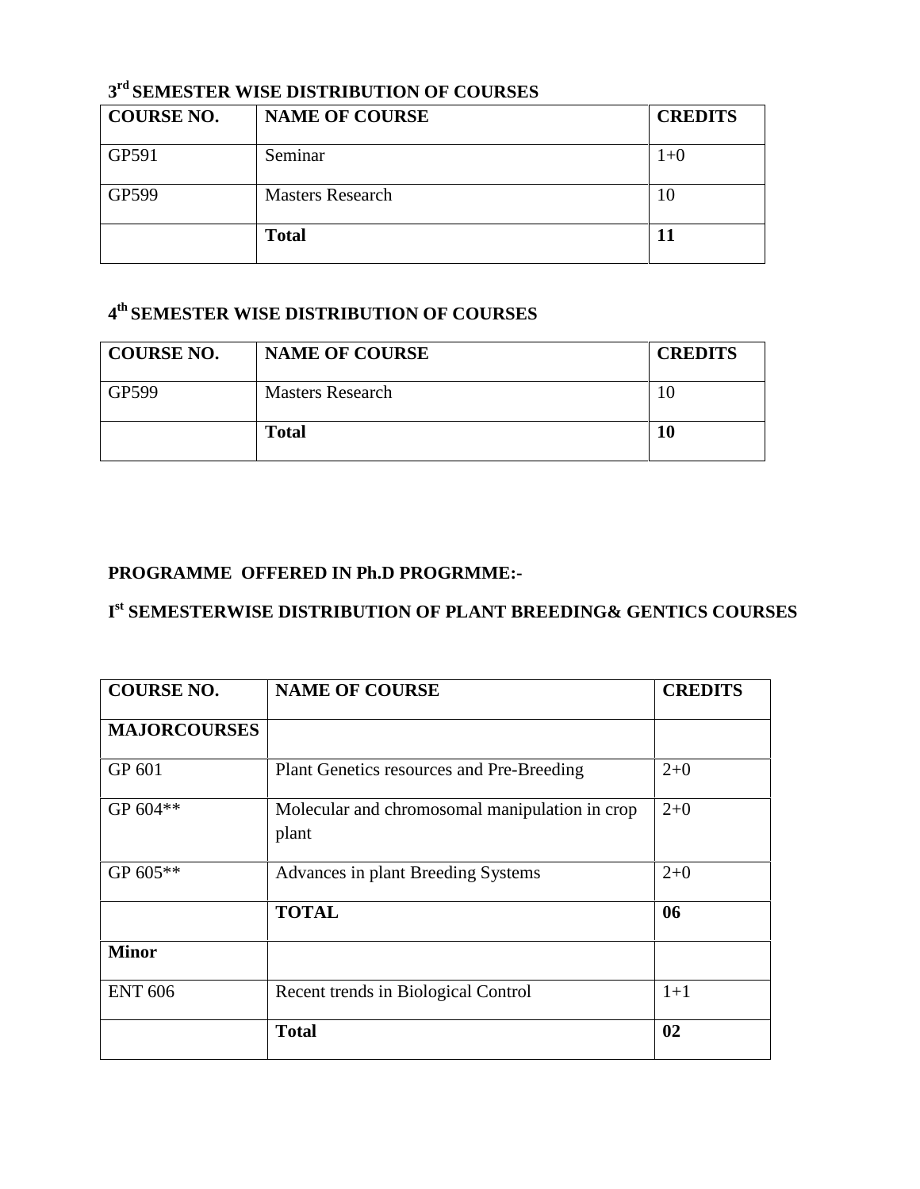### 3rd SEMESTER WISE DISTRIBUTION OF COURSES

| COURSE NO. | NAME OF COURSE | CREDITS |
|---|---|---|
| GP591 | Seminar | 1+0 |
| GP599 | Masters Research | 10 |
| | **Total** | **11** |

### 4th SEMESTER WISE DISTRIBUTION OF COURSES

| COURSE NO. | NAME OF COURSE | CREDITS |
|---|---|---|
| GP599 | Masters Research | 10 |
| | **Total** | **10** |

### PROGRAMME OFFERED IN Ph.D PROGRMME:-

### Ist SEMESTERWISE DISTRIBUTION OF PLANT BREEDING& GENTICS COURSES

| COURSE NO. | NAME OF COURSE | CREDITS |
|---|---|---|
| **MAJORCOURSES** | | |
| GP 601 | Plant Genetics resources and Pre-Breeding | 2+0 |
| GP 604** | Molecular and chromosomal manipulation in crop plant | 2+0 |
| GP 605** | Advances in plant Breeding Systems | 2+0 |
| | **TOTAL** | **06** |
| **Minor** | | |
| ENT 606 | Recent trends in Biological Control | 1+1 |
| | **Total** | **02** |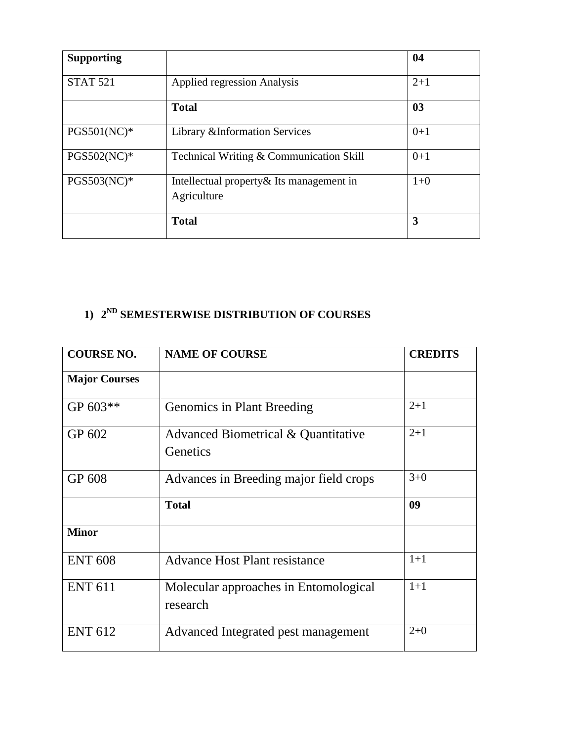| **Supporting** | | **04** |
|---|---|---|
| STAT 521 | Applied regression Analysis | 2+1 |
| | **Total** | **03** |
| PGS501(NC)* | Library &Information Services | 0+1 |
| PGS502(NC)* | Technical Writing & Communication Skill | 0+1 |
| PGS503(NC)* | Intellectual property& Its management in Agriculture | 1+0 |
| | **Total** | **3** |

**1) 2ND SEMESTERWISE DISTRIBUTION OF COURSES**

| **COURSE NO.** | **NAME OF COURSE** | **CREDITS** |
|---|---|---|
| **Major Courses** | | |
| GP 603** | Genomics in Plant Breeding | 2+1 |
| GP 602 | Advanced Biometrical & Quantitative Genetics | 2+1 |
| GP 608 | Advances in Breeding major field crops | 3+0 |
| | **Total** | **09** |
| **Minor** | | |
| ENT 608 | Advance Host Plant resistance | 1+1 |
| ENT 611 | Molecular approaches in Entomological research | 1+1 |
| ENT 612 | Advanced Integrated pest management | 2+0 |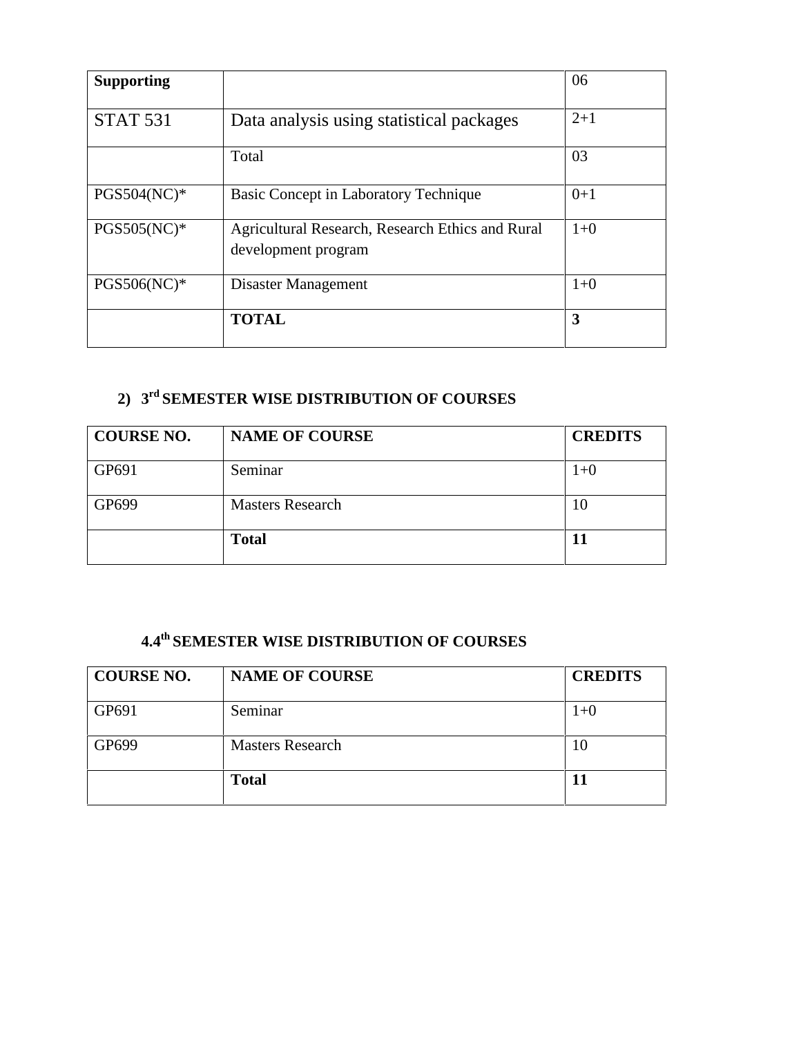| Supporting | | 06 |
|---|---|---|
| STAT 531 | Data analysis using statistical packages | 2+1 |
| | Total | 03 |
| PGS504(NC)* | Basic Concept in Laboratory Technique | 0+1 |
| PGS505(NC)* | Agricultural Research, Research Ethics and Rural development program | 1+0 |
| PGS506(NC)* | Disaster Management | 1+0 |
| | **TOTAL** | **3** |

## 2) 3rd SEMESTER WISE DISTRIBUTION OF COURSES

| COURSE NO. | NAME OF COURSE | CREDITS |
|---|---|---|
| GP691 | Seminar | 1+0 |
| GP699 | Masters Research | 10 |
| | **Total** | **11** |

## 4.4th SEMESTER WISE DISTRIBUTION OF COURSES

| COURSE NO. | NAME OF COURSE | CREDITS |
|---|---|---|
| GP691 | Seminar | 1+0 |
| GP699 | Masters Research | 10 |
| | **Total** | **11** |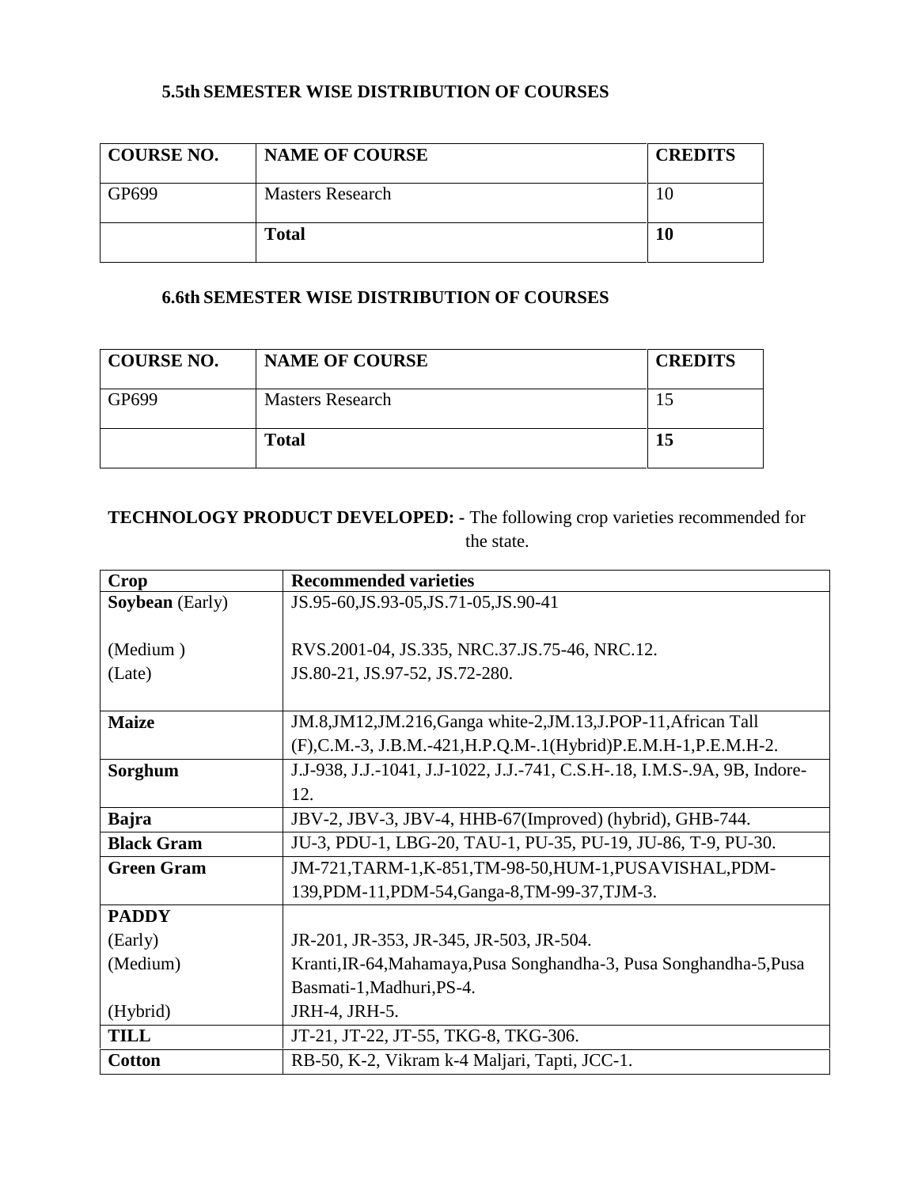### 5.5th SEMESTER WISE DISTRIBUTION OF COURSES

| COURSE NO. | NAME OF COURSE | CREDITS |
|---|---|---|
| GP699 | Masters Research | 10 |
| | **Total** | **10** |

### 6.6th SEMESTER WISE DISTRIBUTION OF COURSES

| COURSE NO. | NAME OF COURSE | CREDITS |
|---|---|---|
| GP699 | Masters Research | 15 |
| | **Total** | **15** |

**TECHNOLOGY PRODUCT DEVELOPED: -** The following crop varieties recommended for the state.

| Crop | Recommended varieties |
|---|---|
| **Soybean** (Early)<br><br>(Medium )<br>(Late) | JS.95-60,JS.93-05,JS.71-05,JS.90-41<br><br>RVS.2001-04, JS.335, NRC.37.JS.75-46, NRC.12.<br>JS.80-21, JS.97-52, JS.72-280. |
| **Maize** | JM.8,JM12,JM.216,Ganga white-2,JM.13,J.POP-11,African Tall (F),C.M.-3, J.B.M.-421,H.P.Q.M-.1(Hybrid)P.E.M.H-1,P.E.M.H-2. |
| **Sorghum** | J.J-938, J.J.-1041, J.J-1022, J.J.-741, C.S.H-.18, I.M.S-.9A, 9B, Indore-12. |
| **Bajra** | JBV-2, JBV-3, JBV-4, HHB-67(Improved) (hybrid), GHB-744. |
| **Black Gram** | JU-3, PDU-1, LBG-20, TAU-1, PU-35, PU-19, JU-86, T-9, PU-30. |
| **Green Gram** | JM-721,TARM-1,K-851,TM-98-50,HUM-1,PUSAVISHAL,PDM-139,PDM-11,PDM-54,Ganga-8,TM-99-37,TJM-3. |
| **PADDY**<br>(Early)<br>(Medium)<br><br>(Hybrid) | <br>JR-201, JR-353, JR-345, JR-503, JR-504.<br>Kranti,IR-64,Mahamaya,Pusa Songhandha-3, Pusa Songhandha-5,Pusa Basmati-1,Madhuri,PS-4.<br>JRH-4, JRH-5. |
| **TILL** | JT-21, JT-22, JT-55, TKG-8, TKG-306. |
| **Cotton** | RB-50, K-2, Vikram k-4 Maljari, Tapti, JCC-1. |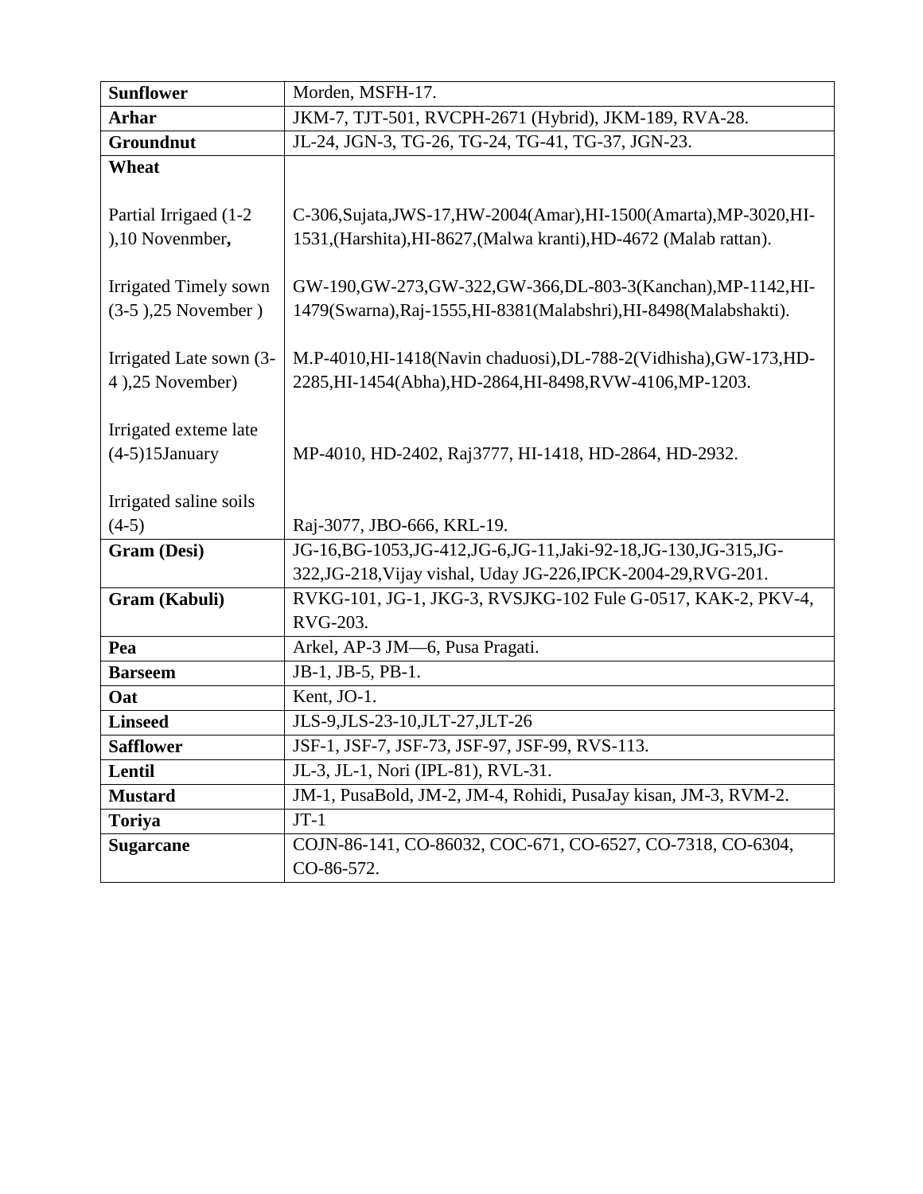| **Sunflower** | Morden, MSFH-17. |
|---|---|
| **Arhar** | JKM-7, TJT-501, RVCPH-2671 (Hybrid), JKM-189, RVA-28. |
| **Groundnut** | JL-24, JGN-3, TG-26, TG-24, TG-41, TG-37, JGN-23. |
| **Wheat** | |
| Partial Irrigaed (1-2 ),10 Novenmber**,** | C-306,Sujata,JWS-17,HW-2004(Amar),HI-1500(Amarta),MP-3020,HI-1531,(Harshita),HI-8627,(Malwa kranti),HD-4672 (Malab rattan). |
| Irrigated Timely sown (3-5 ),25 November ) | GW-190,GW-273,GW-322,GW-366,DL-803-3(Kanchan),MP-1142,HI-1479(Swarna),Raj-1555,HI-8381(Malabshri),HI-8498(Malabshakti). |
| Irrigated Late sown (3-4 ),25 November) | M.P-4010,HI-1418(Navin chaduosi),DL-788-2(Vidhisha),GW-173,HD-2285,HI-1454(Abha),HD-2864,HI-8498,RVW-4106,MP-1203. |
| Irrigated exteme late (4-5)15January | MP-4010, HD-2402, Raj3777, HI-1418, HD-2864, HD-2932. |
| Irrigated saline soils (4-5) | Raj-3077, JBO-666, KRL-19. |
| **Gram (Desi)** | JG-16,BG-1053,JG-412,JG-6,JG-11,Jaki-92-18,JG-130,JG-315,JG-322,JG-218,Vijay vishal, Uday JG-226,IPCK-2004-29,RVG-201. |
| **Gram (Kabuli)** | RVKG-101, JG-1, JKG-3, RVSJKG-102 Fule G-0517, KAK-2, PKV-4, RVG-203. |
| **Pea** | Arkel, AP-3 JM—6, Pusa Pragati. |
| **Barseem** | JB-1, JB-5, PB-1. |
| **Oat** | Kent, JO-1. |
| **Linseed** | JLS-9,JLS-23-10,JLT-27,JLT-26 |
| **Safflower** | JSF-1, JSF-7, JSF-73, JSF-97, JSF-99, RVS-113. |
| **Lentil** | JL-3, JL-1, Nori (IPL-81), RVL-31. |
| **Mustard** | JM-1, PusaBold, JM-2, JM-4, Rohidi, PusaJay kisan, JM-3, RVM-2. |
| **Toriya** | JT-1 |
| **Sugarcane** | COJN-86-141, CO-86032, COC-671, CO-6527, CO-7318, CO-6304, CO-86-572. |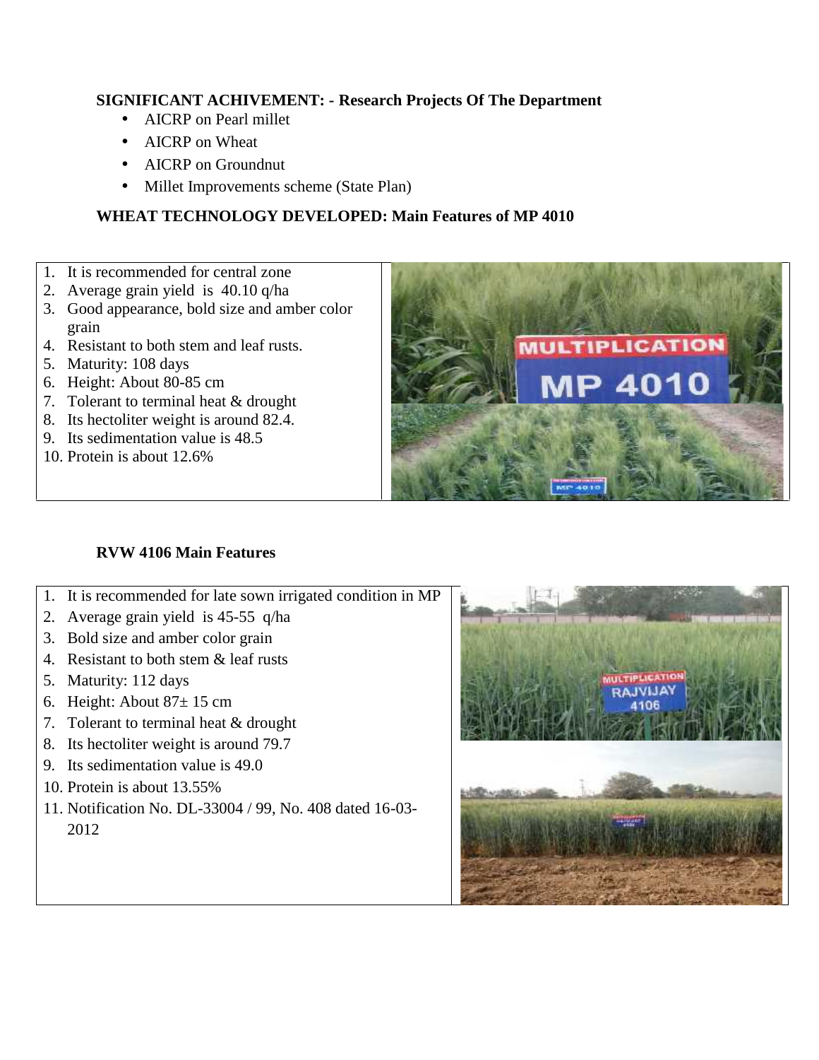**SIGNIFICANT ACHIVEMENT: - Research Projects Of The Department**

- AICRP on Pearl millet
- AICRP on Wheat
- AICRP on Groundnut
- Millet Improvements scheme (State Plan)

**WHEAT TECHNOLOGY DEVELOPED: Main Features of MP 4010**

1. It is recommended for central zone
2. Average grain yield is 40.10 q/ha
3. Good appearance, bold size and amber color grain
4. Resistant to both stem and leaf rusts.
5. Maturity: 108 days
6. Height: About 80-85 cm
7. Tolerant to terminal heat & drought
8. Its hectoliter weight is around 82.4.
9. Its sedimentation value is 48.5
10. Protein is about 12.6%

**RVW 4106 Main Features**

1. It is recommended for late sown irrigated condition in MP
2. Average grain yield is 45-55 q/ha
3. Bold size and amber color grain
4. Resistant to both stem & leaf rusts
5. Maturity: 112 days
6. Height: About 87± 15 cm
7. Tolerant to terminal heat & drought
8. Its hectoliter weight is around 79.7
9. Its sedimentation value is 49.0
10. Protein is about 13.55%
11. Notification No. DL-33004 / 99, No. 408 dated 16-03-2012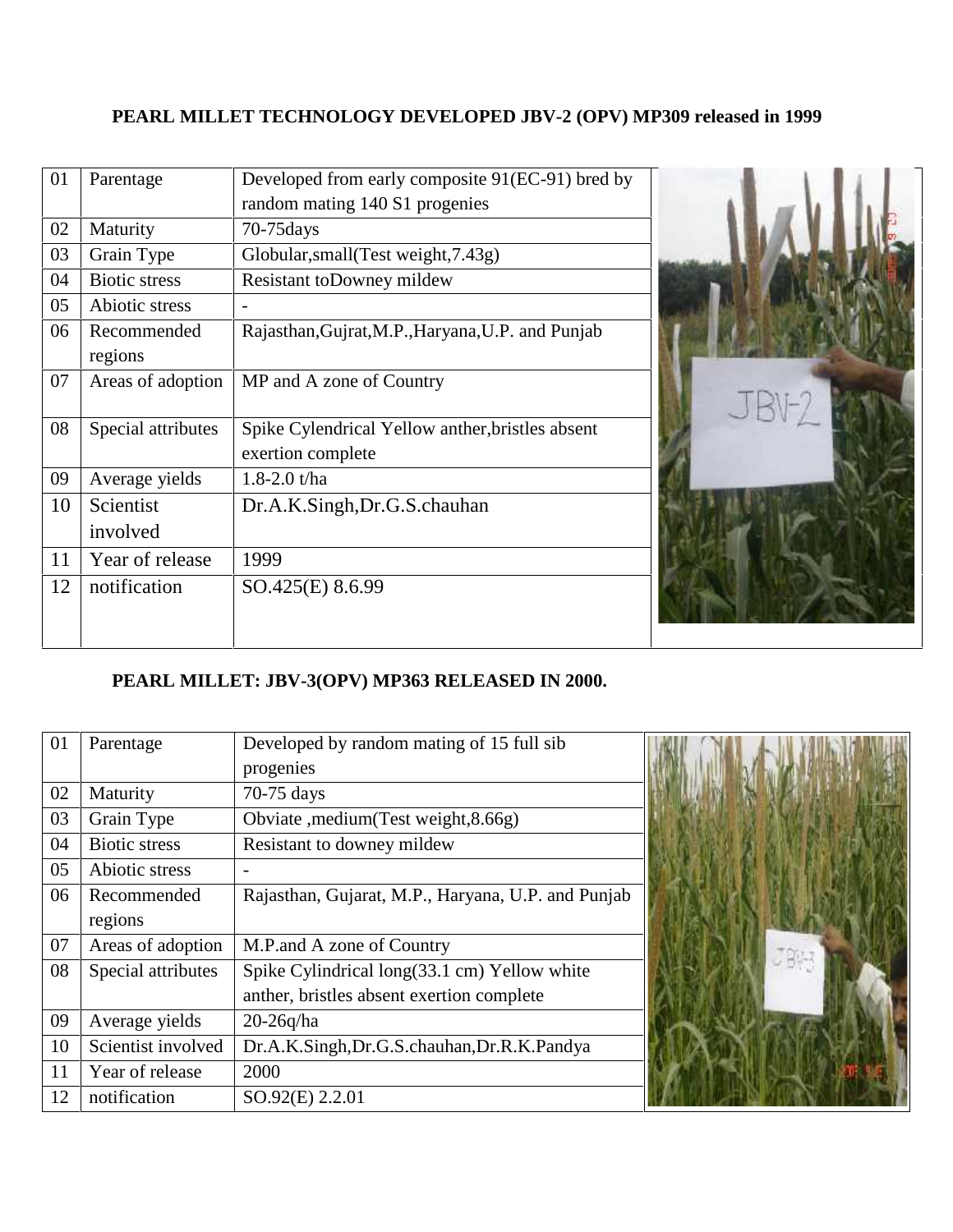**PEARL MILLET TECHNOLOGY DEVELOPED JBV-2 (OPV) MP309 released in 1999**

| 01 | Parentage | Developed from early composite 91(EC-91) bred by random mating 140 S1 progenies |
|---|---|---|
| 02 | Maturity | 70-75days |
| 03 | Grain Type | Globular,small(Test weight,7.43g) |
| 04 | Biotic stress | Resistant toDowney mildew |
| 05 | Abiotic stress | - |
| 06 | Recommended regions | Rajasthan,Gujrat,M.P.,Haryana,U.P. and Punjab |
| 07 | Areas of adoption | MP and A zone of Country |
| 08 | Special attributes | Spike Cylendrical Yellow anther,bristles absent exertion complete |
| 09 | Average yields | 1.8-2.0 t/ha |
| 10 | Scientist involved | Dr.A.K.Singh,Dr.G.S.chauhan |
| 11 | Year of release | 1999 |
| 12 | notification | SO.425(E) 8.6.99 |

**PEARL MILLET: JBV-3(OPV) MP363 RELEASED IN 2000.**

| 01 | Parentage | Developed by random mating of 15 full sib progenies |
|---|---|---|
| 02 | Maturity | 70-75 days |
| 03 | Grain Type | Obviate ,medium(Test weight,8.66g) |
| 04 | Biotic stress | Resistant to downey mildew |
| 05 | Abiotic stress | - |
| 06 | Recommended regions | Rajasthan, Gujarat, M.P., Haryana, U.P. and Punjab |
| 07 | Areas of adoption | M.P.and A zone of Country |
| 08 | Special attributes | Spike Cylindrical long(33.1 cm) Yellow white anther, bristles absent exertion complete |
| 09 | Average yields | 20-26q/ha |
| 10 | Scientist involved | Dr.A.K.Singh,Dr.G.S.chauhan,Dr.R.K.Pandya |
| 11 | Year of release | 2000 |
| 12 | notification | SO.92(E) 2.2.01 |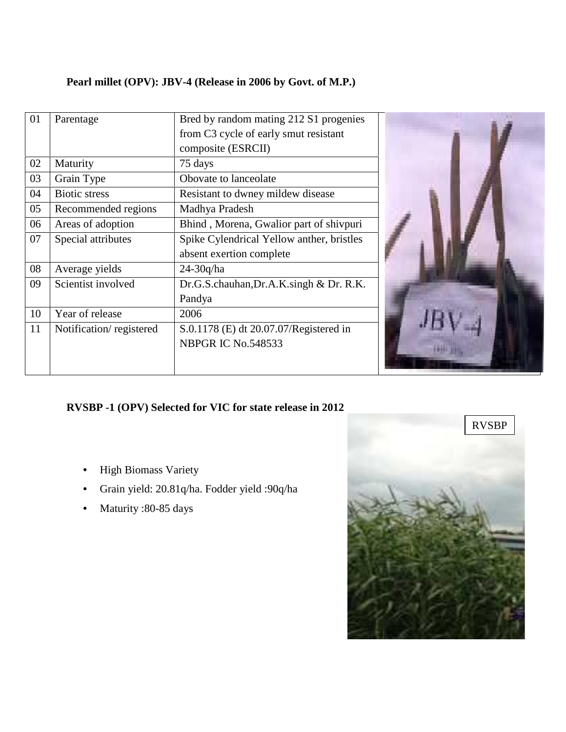**Pearl millet (OPV): JBV-4 (Release in 2006 by Govt. of M.P.)**

| | | |
|---|---|---|
| 01 | Parentage | Bred by random mating 212 S1 progenies from C3 cycle of early smut resistant composite (ESRCII) |
| 02 | Maturity | 75 days |
| 03 | Grain Type | Obovate to lanceolate |
| 04 | Biotic stress | Resistant to dwney mildew disease |
| 05 | Recommended regions | Madhya Pradesh |
| 06 | Areas of adoption | Bhind , Morena, Gwalior part of shivpuri |
| 07 | Special attributes | Spike Cylendrical Yellow anther, bristles absent exertion complete |
| 08 | Average yields | 24-30q/ha |
| 09 | Scientist involved | Dr.G.S.chauhan,Dr.A.K.singh & Dr. R.K. Pandya |
| 10 | Year of release | 2006 |
| 11 | Notification/ registered | S.0.1178 (E) dt 20.07.07/Registered in NBPGR IC No.548533 |

**RVSBP -1 (OPV) Selected for VIC for state release in 2012**

RVSBP

- High Biomass Variety
- Grain yield: 20.81q/ha. Fodder yield :90q/ha
- Maturity :80-85 days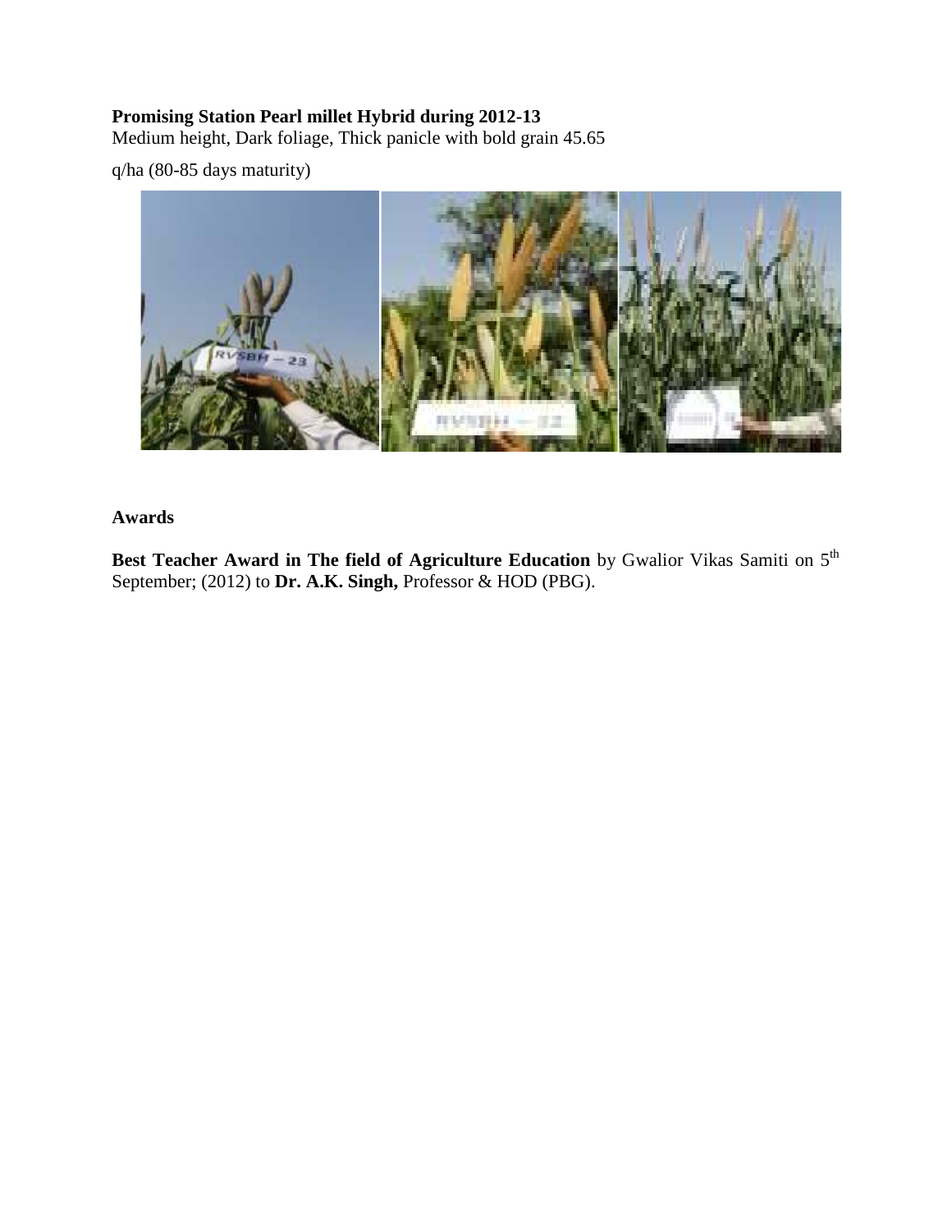**Promising Station Pearl millet Hybrid during 2012-13**

Medium height, Dark foliage, Thick panicle with bold grain 45.65

q/ha (80-85 days maturity)

## Awards

**Best Teacher Award in The field of Agriculture Education** by Gwalior Vikas Samiti on 5th September; (2012) to **Dr. A.K. Singh,** Professor & HOD (PBG).